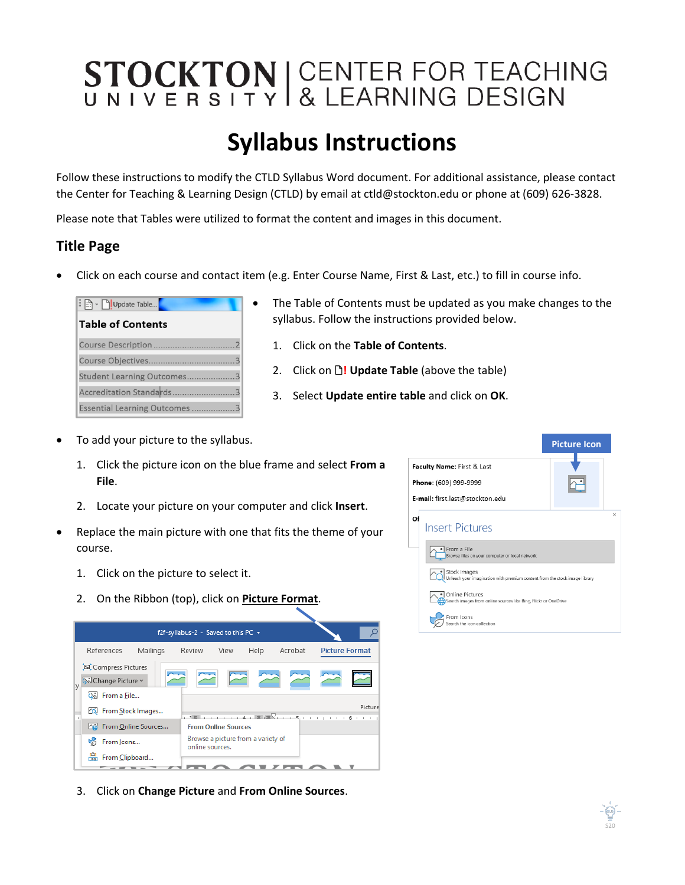# STOCKTON UNIVERSITY | CENTER FOR TEACHING & LEARNING DESIGN

# Syllabus Instructions

Follow these instructions to modify the CTLD Syllabus Word document. For additional assistance, please contact the Center for Teaching & Learning Design (CTLD) by email at ctld@stockton.edu or phone at (609) 626-3828.

Please note that Tables were utilized to format the content and images in this document.

## Title Page

- Click on each course and contact item (e.g. Enter Course Name, First & Last, etc.) to fill in course info.

- The Table of Contents must be updated as you make changes to the syllabus. Follow the instructions provided below.
  1. Click on the **Table of Contents**.
  2. Click on **! Update Table** (above the table)
  3. Select **Update entire table** and click on **OK**.

- To add your picture to the syllabus.
  1. Click the picture icon on the blue frame and select **From a File**.
  2. Locate your picture on your computer and click **Insert**.

- Replace the main picture with one that fits the theme of your course.
  1. Click on the picture to select it.
  2. On the Ribbon (top), click on **Picture Format**.
  3. Click on **Change Picture** and **From Online Sources**.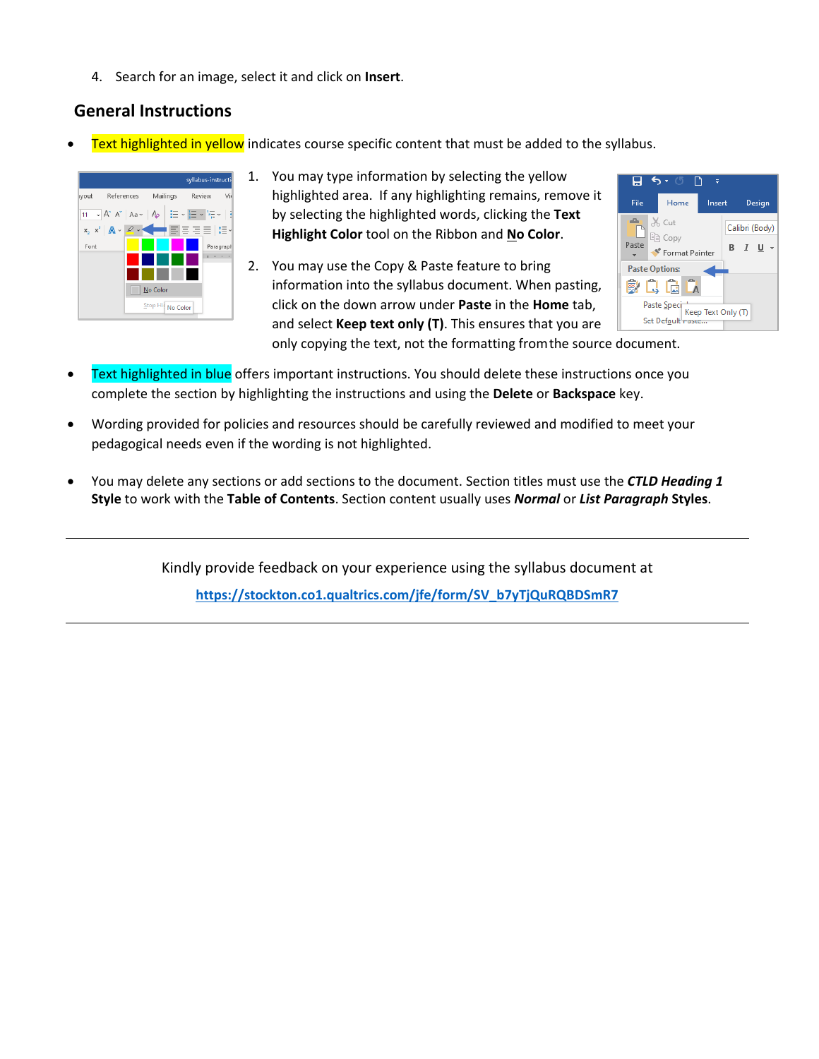4. Search for an image, select it and click on **Insert**.

## General Instructions

- Text highlighted in yellow indicates course specific content that must be added to the syllabus.

  1. You may type information by selecting the yellow highlighted area. If any highlighting remains, remove it by selecting the highlighted words, clicking the **Text Highlight Color** tool on the Ribbon and **No Color**.
  2. You may use the Copy & Paste feature to bring information into the syllabus document. When pasting, click on the down arrow under **Paste** in the **Home** tab, and select **Keep text only (T)**. This ensures that you are only copying the text, not the formatting from the source document.

- Text highlighted in blue offers important instructions. You should delete these instructions once you complete the section by highlighting the instructions and using the **Delete** or **Backspace** key.

- Wording provided for policies and resources should be carefully reviewed and modified to meet your pedagogical needs even if the wording is not highlighted.

- You may delete any sections or add sections to the document. Section titles must use the ***CTLD Heading 1*** **Style** to work with the **Table of Contents**. Section content usually uses ***Normal*** or ***List Paragraph*** **Styles**.

---

Kindly provide feedback on your experience using the syllabus document at

https://stockton.co1.qualtrics.com/jfe/form/SV_b7yTjQuRQBDSmR7

---